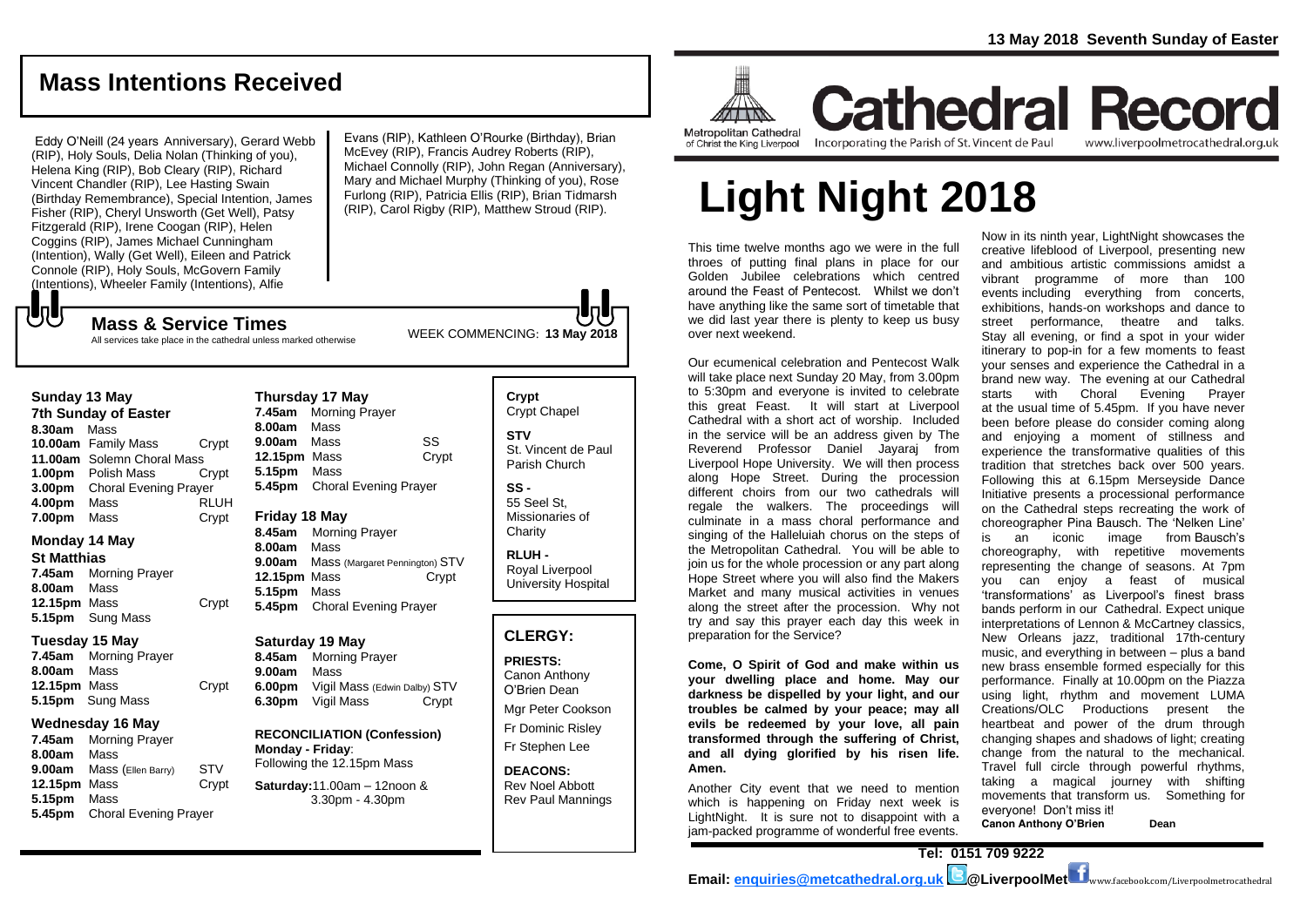13 May 2018 Seventh Sunday of Easter

## Mass Intentions Received

Eddy O'Neill (24 years Anniversary), Gerard Webb (RIP), Holy Souls, Delia Nolan (Thinking of you), Helena King (RIP), Bob Cleary (RIP), Richard Vincent Chandler (RIP), Lee Hasting Swain (Birthday Remembrance), Special Intention, James Fisher (RIP), Cheryl Unsworth (Get Well), Patsy Fitzgerald (RIP), Irene Coogan (RIP), Helen Coggins (RIP), James Michael Cunningham (Intention), Wally (Get Well), Eileen and Patrick Connole (RIP), Holy Souls, McGovern Family (Intentions), Wheeler Family (Intentions), Alfie Evans (RIP), Kathleen O'Rourke (Birthday), Brian McEvey (RIP), Francis Audrey Roberts (RIP), Michael Connolly (RIP), John Regan (Anniversary), Mary and Michael Murphy (Thinking of you), Rose Furlong (RIP), Patricia Ellis (RIP), Brian Tidmarsh (RIP), Carol Rigby (RIP), Matthew Stroud (RIP).

## Mass & Service Times

All services take place in the cathedral unless marked otherwise

WEEK COMMENCING: **13 May 2018**

### Sunday 13 May
**7th Sunday of Easter**

| | | |
|---|---|---|
| **8.30am** | Mass | |
| **10.00am** | Family Mass | Crypt |
| **11.00am** | Solemn Choral Mass | |
| **1.00pm** | Polish Mass | Crypt |
| **3.00pm** | Choral Evening Prayer | |
| **4.00pm** | Mass | RLUH |
| **7.00pm** | Mass | Crypt |

### Monday 14 May
**St Matthias**

| | | |
|---|---|---|
| **7.45am** | Morning Prayer | |
| **8.00am** | Mass | |
| **12.15pm** | Mass | Crypt |
| **5.15pm** | Sung Mass | |

### Tuesday 15 May

| | | |
|---|---|---|
| **7.45am** | Morning Prayer | |
| **8.00am** | Mass | |
| **12.15pm** | Mass | Crypt |
| **5.15pm** | Sung Mass | |

### Wednesday 16 May

| | | |
|---|---|---|
| **7.45am** | Morning Prayer | |
| **8.00am** | Mass | |
| **9.00am** | Mass (Ellen Barry) | STV |
| **12.15pm** | Mass | Crypt |
| **5.15pm** | Mass | |
| **5.45pm** | Choral Evening Prayer | |

### Thursday 17 May

| | | |
|---|---|---|
| **7.45am** | Morning Prayer | |
| **8.00am** | Mass | |
| **9.00am** | Mass | SS |
| **12.15pm** | Mass | Crypt |
| **5.15pm** | Mass | |
| **5.45pm** | Choral Evening Prayer | |

### Friday 18 May

| | | |
|---|---|---|
| **8.45am** | Morning Prayer | |
| **8.00am** | Mass | |
| **9.00am** | Mass (Margaret Pennington) | STV |
| **12.15pm** | Mass | Crypt |
| **5.15pm** | Mass | |
| **5.45pm** | Choral Evening Prayer | |

### Saturday 19 May

| | | |
|---|---|---|
| **8.45am** | Morning Prayer | |
| **9.00am** | Mass | |
| **6.00pm** | Vigil Mass (Edwin Dalby) | STV |
| **6.30pm** | Vigil Mass | Crypt |

**RECONCILIATION (Confession)**
**Monday - Friday**: Following the 12.15pm Mass

**Saturday:** 11.00am – 12noon & 3.30pm - 4.30pm

**Crypt**
Crypt Chapel

**STV**
St. Vincent de Paul Parish Church

**SS -**
55 Seel St, Missionaries of Charity

**RLUH -**
Royal Liverpool University Hospital

## CLERGY:

**PRIESTS:**
Canon Anthony O'Brien Dean
Mgr Peter Cookson
Fr Dominic Risley
Fr Stephen Lee

**DEACONS:**
Rev Noel Abbott
Rev Paul Mannings

Metropolitan Cathedral of Christ the King Liverpool

# Cathedral Record

Incorporating the Parish of St. Vincent de Paul www.liverpoolmetrocathedral.org.uk

# Light Night 2018

This time twelve months ago we were in the full throes of putting final plans in place for our Golden Jubilee celebrations which centred around the Feast of Pentecost. Whilst we don't have anything like the same sort of timetable that we did last year there is plenty to keep us busy over next weekend.

Our ecumenical celebration and Pentecost Walk will take place next Sunday 20 May, from 3.00pm to 5:30pm and everyone is invited to celebrate this great Feast. It will start at Liverpool Cathedral with a short act of worship. Included in the service will be an address given by The Reverend Professor Daniel Jayaraj from Liverpool Hope University. We will then process along Hope Street. During the procession different choirs from our two cathedrals will regale the walkers. The proceedings will culminate in a mass choral performance and singing of the Halleluiah chorus on the steps of the Metropolitan Cathedral. You will be able to join us for the whole procession or any part along Hope Street where you will also find the Makers Market and many musical activities in venues along the street after the procession. Why not try and say this prayer each day this week in preparation for the Service?

**Come, O Spirit of God and make within us your dwelling place and home. May our darkness be dispelled by your light, and our troubles be calmed by your peace; may all evils be redeemed by your love, all pain transformed through the suffering of Christ, and all dying glorified by his risen life. Amen.**

Another City event that we need to mention which is happening on Friday next week is LightNight. It is sure not to disappoint with a jam-packed programme of wonderful free events.

Now in its ninth year, LightNight showcases the creative lifeblood of Liverpool, presenting new and ambitious artistic commissions amidst a vibrant programme of more than 100 events including everything from concerts, exhibitions, hands-on workshops and dance to street performance, theatre and talks. Stay all evening, or find a spot in your wider itinerary to pop-in for a few moments to feast your senses and experience the Cathedral in a brand new way. The evening at our Cathedral starts with Choral Evening Prayer at the usual time of 5.45pm. If you have never been before please do consider coming along and enjoying a moment of stillness and experience the transformative qualities of this tradition that stretches back over 500 years. Following this at 6.15pm Merseyside Dance Initiative presents a processional performance on the Cathedral steps recreating the work of choreographer Pina Bausch. The 'Nelken Line' is an iconic image from Bausch's choreography, with repetitive movements representing the change of seasons. At 7pm you can enjoy a feast of musical 'transformations' as Liverpool's finest brass bands perform in our Cathedral. Expect unique interpretations of Lennon & McCartney classics, New Orleans jazz, traditional 17th-century music, and everything in between – plus a band new brass ensemble formed especially for this performance. Finally at 10.00pm on the Piazza using light, rhythm and movement LUMA Creations/OLC Productions present the heartbeat and power of the drum through changing shapes and shadows of light; creating change from the natural to the mechanical. Travel full circle through powerful rhythms, taking a magical journey with shifting movements that transform us. Something for everyone! Don't miss it!

**Canon Anthony O'Brien Dean**

**Tel: 0151 709 9222**

**Email: enquiries@metcathedral.org.uk @LiverpoolMet** www.facebook.com/Liverpoolmetrocathedral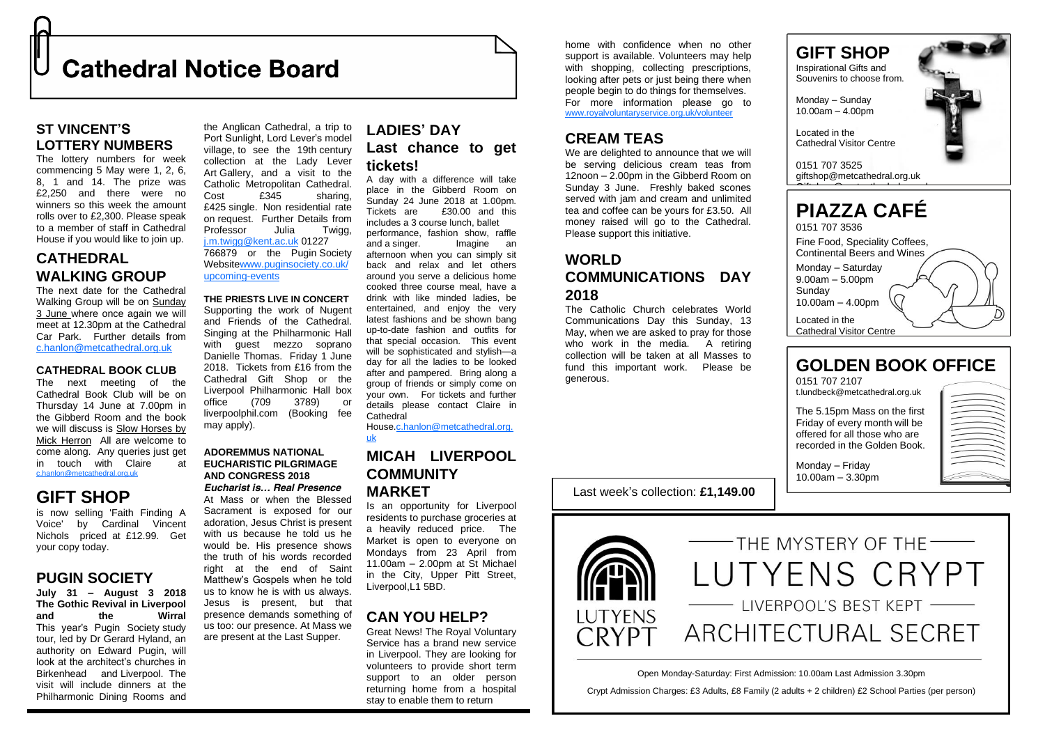# Cathedral Notice Board

## ST VINCENT'S LOTTERY NUMBERS

The lottery numbers for week commencing 5 May were 1, 2, 6, 8, 1 and 14. The prize was £2,250 and there were no winners so this week the amount rolls over to £2,300. Please speak to a member of staff in Cathedral House if you would like to join up.

## CATHEDRAL WALKING GROUP

The next date for the Cathedral Walking Group will be on Sunday 3 June where once again we will meet at 12.30pm at the Cathedral Car Park. Further details from c.hanlon@metcathedral.org.uk

### CATHEDRAL BOOK CLUB

The next meeting of the Cathedral Book Club will be on Thursday 14 June at 7.00pm in the Gibberd Room and the book we will discuss is Slow Horses by Mick Herron All are welcome to come along. Any queries just get in touch with Claire at c.hanlon@metcathedral.org.uk

## GIFT SHOP

is now selling 'Faith Finding A Voice' by Cardinal Vincent Nichols priced at £12.99. Get your copy today.

## PUGIN SOCIETY

**July 31 – August 3 2018 The Gothic Revival in Liverpool and the Wirral**
This year's Pugin Society study tour, led by Dr Gerard Hyland, an authority on Edward Pugin, will look at the architect's churches in Birkenhead and Liverpool. The visit will include dinners at the Philharmonic Dining Rooms and the Anglican Cathedral, a trip to Port Sunlight, Lord Lever's model village, to see the 19th century collection at the Lady Lever Art Gallery, and a visit to the Catholic Metropolitan Cathedral. Cost £345 sharing, £425 single. Non residential rate on request. Further Details from Professor Julia Twigg, j.m.twigg@kent.ac.uk 01227 766879 or the Pugin Society Websitewww.puginsociety.co.uk/upcoming-events

### THE PRIESTS LIVE IN CONCERT

Supporting the work of Nugent and Friends of the Cathedral. Singing at the Philharmonic Hall with guest mezzo soprano Danielle Thomas. Friday 1 June 2018. Tickets from £16 from the Cathedral Gift Shop or the Liverpool Philharmonic Hall box office (709 3789) or liverpoolphil.com (Booking fee may apply).

### ADOREMMUS NATIONAL EUCHARISTIC PILGRIMAGE AND CONGRESS 2018

***Eucharist is… Real Presence***
At Mass or when the Blessed Sacrament is exposed for our adoration, Jesus Christ is present with us because he told us he would be. His presence shows the truth of his words recorded right at the end of Saint Matthew's Gospels when he told us to know he is with us always. Jesus is present, but that presence demands something of us too: our presence. At Mass we are present at the Last Supper.

## LADIES' DAY Last chance to get tickets!

A day with a difference will take place in the Gibberd Room on Sunday 24 June 2018 at 1.00pm. Tickets are £30.00 and this includes a 3 course lunch, ballet performance, fashion show, raffle and a singer. Imagine an afternoon when you can simply sit back and relax and let others around you serve a delicious home cooked three course meal, have a drink with like minded ladies, be entertained, and enjoy the very latest fashions and be shown bang up-to-date fashion and outfits for that special occasion. This event will be sophisticated and stylish—a day for all the ladies to be looked after and pampered. Bring along a group of friends or simply come on your own. For tickets and further details please contact Claire in Cathedral House.c.hanlon@metcathedral.org.uk

## MICAH LIVERPOOL COMMUNITY MARKET

Is an opportunity for Liverpool residents to purchase groceries at a heavily reduced price. The Market is open to everyone on Mondays from 23 April from 11.00am – 2.00pm at St Michael in the City, Upper Pitt Street, Liverpool,L1 5BD.

## CAN YOU HELP?

Great News! The Royal Voluntary Service has a brand new service in Liverpool. They are looking for volunteers to provide short term support to an older person returning home from a hospital stay to enable them to return home with confidence when no other support is available. Volunteers may help with shopping, collecting prescriptions, looking after pets or just being there when people begin to do things for themselves. For more information please go to www.royalvoluntaryservice.org.uk/volunteer

## CREAM TEAS

We are delighted to announce that we will be serving delicious cream teas from 12noon – 2.00pm in the Gibberd Room on Sunday 3 June. Freshly baked scones served with jam and cream and unlimited tea and coffee can be yours for £3.50. All money raised will go to the Cathedral. Please support this initiative.

## WORLD COMMUNICATIONS DAY 2018

The Catholic Church celebrates World Communications Day this Sunday, 13 May, when we are asked to pray for those who work in the media. A retiring collection will be taken at all Masses to fund this important work. Please be generous.

Last week's collection: **£1,149.00**

## GIFT SHOP

Inspirational Gifts and Souvenirs to choose from.

Monday – Sunday
10.00am – 4.00pm

Located in the Cathedral Visitor Centre

0151 707 3525
giftshop@metcathedral.org.uk

## PIAZZA CAFÉ

0151 707 3536

Fine Food, Speciality Coffees, Continental Beers and Wines

Monday – Saturday
9.00am – 5.00pm
Sunday
10.00am – 4.00pm

Located in the Cathedral Visitor Centre

## GOLDEN BOOK OFFICE

0151 707 2107
t.lundbeck@metcathedral.org.uk

The 5.15pm Mass on the first Friday of every month will be offered for all those who are recorded in the Golden Book.

Monday – Friday
10.00am – 3.30pm

LUTYENS CRYPT

THE MYSTERY OF THE LUTYENS CRYPT
LIVERPOOL'S BEST KEPT ARCHITECTURAL SECRET

Open Monday-Saturday: First Admission: 10.00am Last Admission 3.30pm

Crypt Admission Charges: £3 Adults, £8 Family (2 adults + 2 children) £2 School Parties (per person)